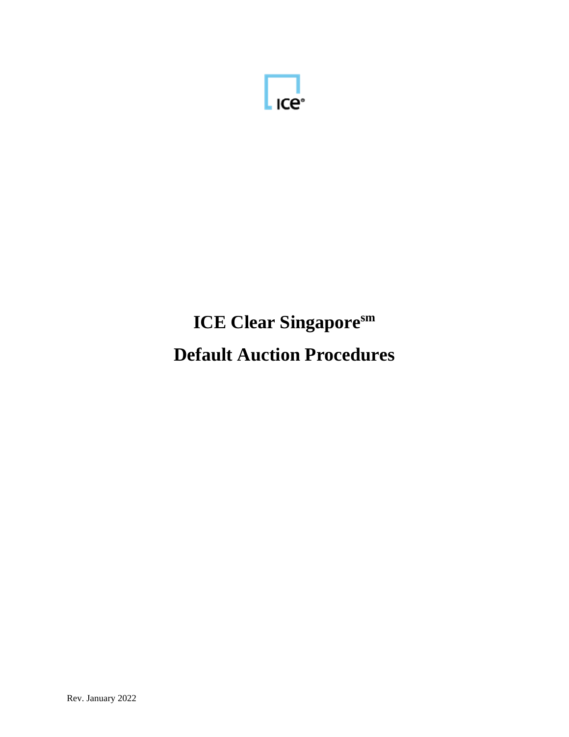ICE

# ICE Clear Singapore[sm]

# Default Auction Procedures

Rev. January 2022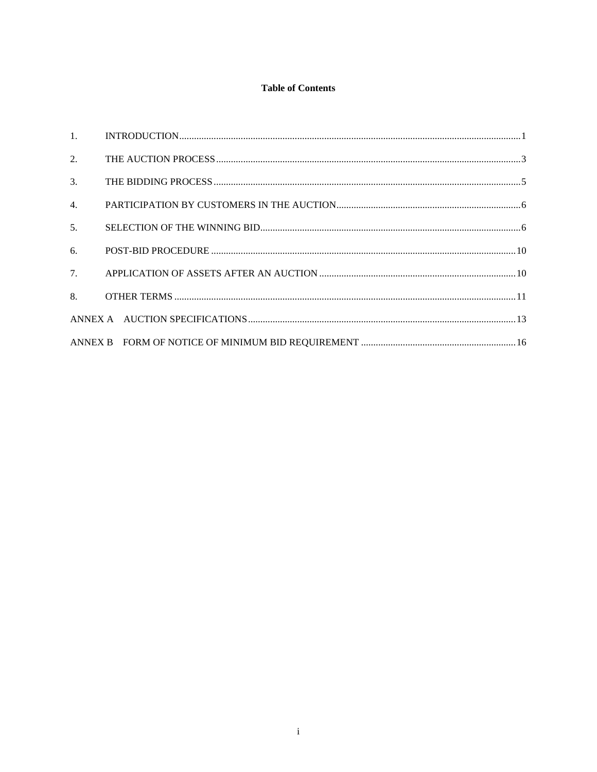**Table of Contents**

| | | |
|---|---|---|
| 1. | INTRODUCTION | 1 |
| 2. | THE AUCTION PROCESS | 3 |
| 3. | THE BIDDING PROCESS | 5 |
| 4. | PARTICIPATION BY CUSTOMERS IN THE AUCTION | 6 |
| 5. | SELECTION OF THE WINNING BID | 6 |
| 6. | POST-BID PROCEDURE | 10 |
| 7. | APPLICATION OF ASSETS AFTER AN AUCTION | 10 |
| 8. | OTHER TERMS | 11 |
| ANNEX A | AUCTION SPECIFICATIONS | 13 |
| ANNEX B | FORM OF NOTICE OF MINIMUM BID REQUIREMENT | 16 |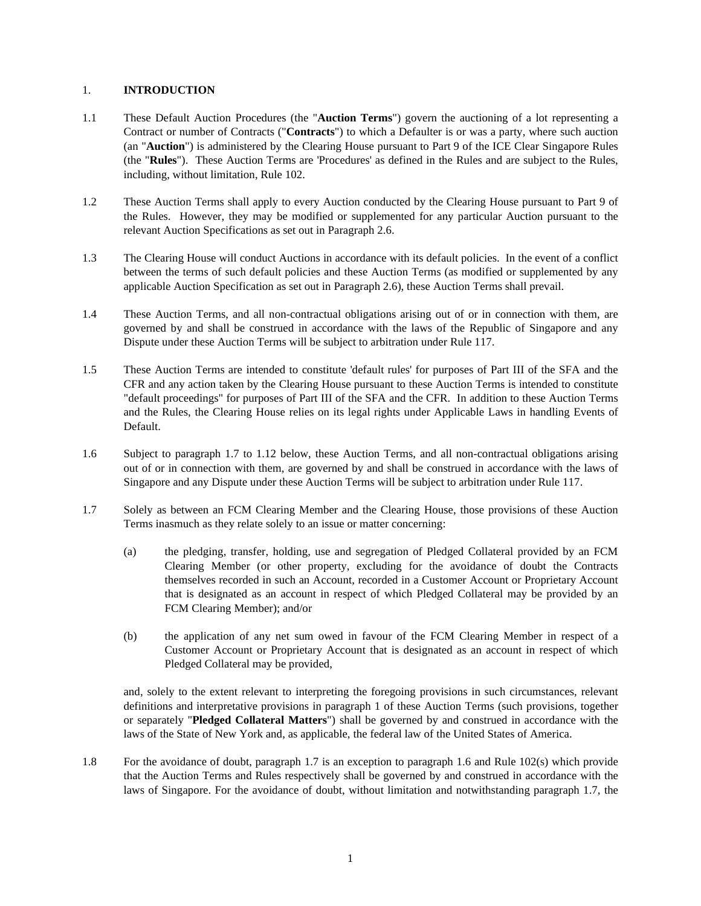## 1. INTRODUCTION

1.1 These Default Auction Procedures (the "**Auction Terms**") govern the auctioning of a lot representing a Contract or number of Contracts ("**Contracts**") to which a Defaulter is or was a party, where such auction (an "**Auction**") is administered by the Clearing House pursuant to Part 9 of the ICE Clear Singapore Rules (the "**Rules**"). These Auction Terms are 'Procedures' as defined in the Rules and are subject to the Rules, including, without limitation, Rule 102.

1.2 These Auction Terms shall apply to every Auction conducted by the Clearing House pursuant to Part 9 of the Rules. However, they may be modified or supplemented for any particular Auction pursuant to the relevant Auction Specifications as set out in Paragraph 2.6.

1.3 The Clearing House will conduct Auctions in accordance with its default policies. In the event of a conflict between the terms of such default policies and these Auction Terms (as modified or supplemented by any applicable Auction Specification as set out in Paragraph 2.6), these Auction Terms shall prevail.

1.4 These Auction Terms, and all non-contractual obligations arising out of or in connection with them, are governed by and shall be construed in accordance with the laws of the Republic of Singapore and any Dispute under these Auction Terms will be subject to arbitration under Rule 117.

1.5 These Auction Terms are intended to constitute 'default rules' for purposes of Part III of the SFA and the CFR and any action taken by the Clearing House pursuant to these Auction Terms is intended to constitute "default proceedings" for purposes of Part III of the SFA and the CFR. In addition to these Auction Terms and the Rules, the Clearing House relies on its legal rights under Applicable Laws in handling Events of Default.

1.6 Subject to paragraph 1.7 to 1.12 below, these Auction Terms, and all non-contractual obligations arising out of or in connection with them, are governed by and shall be construed in accordance with the laws of Singapore and any Dispute under these Auction Terms will be subject to arbitration under Rule 117.

1.7 Solely as between an FCM Clearing Member and the Clearing House, those provisions of these Auction Terms inasmuch as they relate solely to an issue or matter concerning:

(a) the pledging, transfer, holding, use and segregation of Pledged Collateral provided by an FCM Clearing Member (or other property, excluding for the avoidance of doubt the Contracts themselves recorded in such an Account, recorded in a Customer Account or Proprietary Account that is designated as an account in respect of which Pledged Collateral may be provided by an FCM Clearing Member); and/or

(b) the application of any net sum owed in favour of the FCM Clearing Member in respect of a Customer Account or Proprietary Account that is designated as an account in respect of which Pledged Collateral may be provided,

and, solely to the extent relevant to interpreting the foregoing provisions in such circumstances, relevant definitions and interpretative provisions in paragraph 1 of these Auction Terms (such provisions, together or separately "**Pledged Collateral Matters**") shall be governed by and construed in accordance with the laws of the State of New York and, as applicable, the federal law of the United States of America.

1.8 For the avoidance of doubt, paragraph 1.7 is an exception to paragraph 1.6 and Rule 102(s) which provide that the Auction Terms and Rules respectively shall be governed by and construed in accordance with the laws of Singapore. For the avoidance of doubt, without limitation and notwithstanding paragraph 1.7, the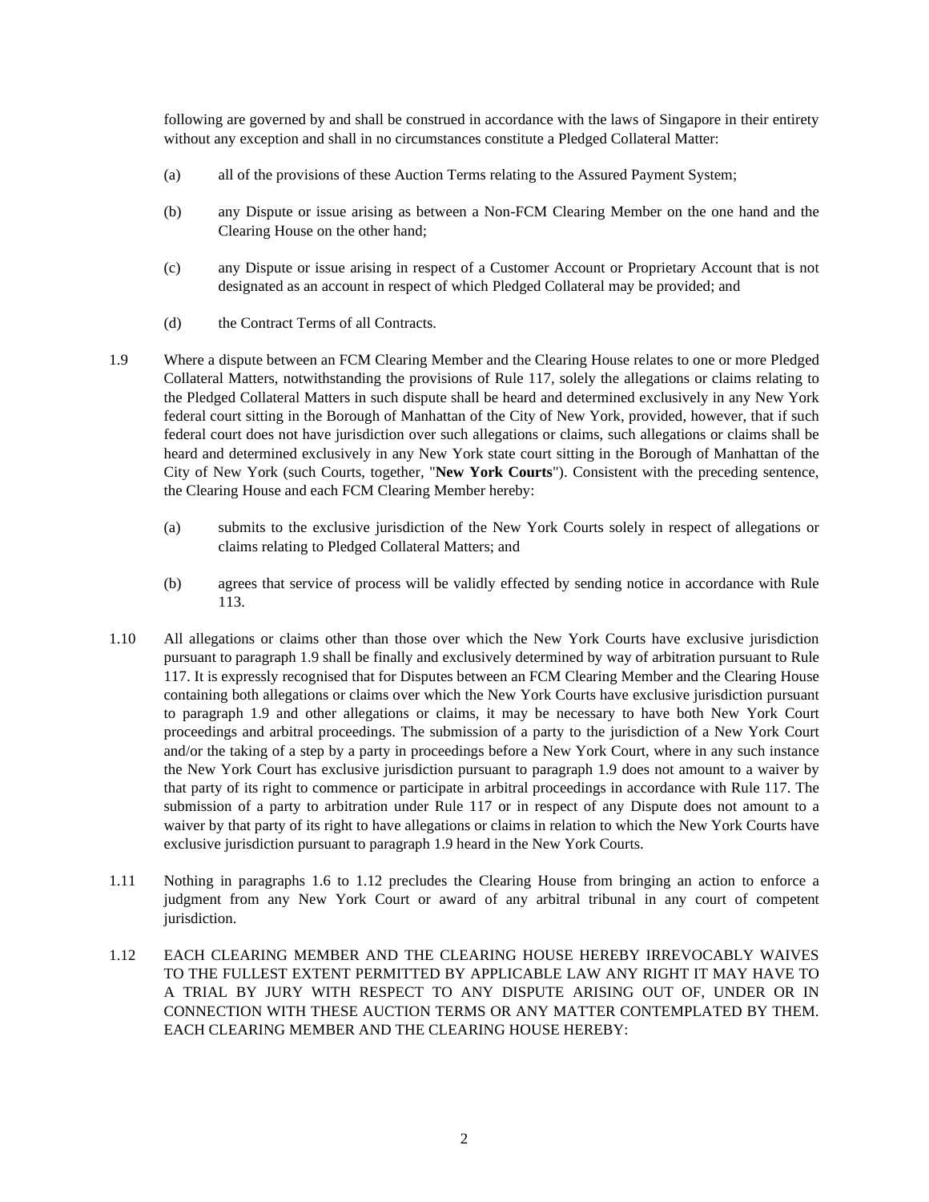following are governed by and shall be construed in accordance with the laws of Singapore in their entirety without any exception and shall in no circumstances constitute a Pledged Collateral Matter:

(a) all of the provisions of these Auction Terms relating to the Assured Payment System;

(b) any Dispute or issue arising as between a Non-FCM Clearing Member on the one hand and the Clearing House on the other hand;

(c) any Dispute or issue arising in respect of a Customer Account or Proprietary Account that is not designated as an account in respect of which Pledged Collateral may be provided; and

(d) the Contract Terms of all Contracts.

1.9 Where a dispute between an FCM Clearing Member and the Clearing House relates to one or more Pledged Collateral Matters, notwithstanding the provisions of Rule 117, solely the allegations or claims relating to the Pledged Collateral Matters in such dispute shall be heard and determined exclusively in any New York federal court sitting in the Borough of Manhattan of the City of New York, provided, however, that if such federal court does not have jurisdiction over such allegations or claims, such allegations or claims shall be heard and determined exclusively in any New York state court sitting in the Borough of Manhattan of the City of New York (such Courts, together, "**New York Courts**"). Consistent with the preceding sentence, the Clearing House and each FCM Clearing Member hereby:

(a) submits to the exclusive jurisdiction of the New York Courts solely in respect of allegations or claims relating to Pledged Collateral Matters; and

(b) agrees that service of process will be validly effected by sending notice in accordance with Rule 113.

1.10 All allegations or claims other than those over which the New York Courts have exclusive jurisdiction pursuant to paragraph 1.9 shall be finally and exclusively determined by way of arbitration pursuant to Rule 117. It is expressly recognised that for Disputes between an FCM Clearing Member and the Clearing House containing both allegations or claims over which the New York Courts have exclusive jurisdiction pursuant to paragraph 1.9 and other allegations or claims, it may be necessary to have both New York Court proceedings and arbitral proceedings. The submission of a party to the jurisdiction of a New York Court and/or the taking of a step by a party in proceedings before a New York Court, where in any such instance the New York Court has exclusive jurisdiction pursuant to paragraph 1.9 does not amount to a waiver by that party of its right to commence or participate in arbitral proceedings in accordance with Rule 117. The submission of a party to arbitration under Rule 117 or in respect of any Dispute does not amount to a waiver by that party of its right to have allegations or claims in relation to which the New York Courts have exclusive jurisdiction pursuant to paragraph 1.9 heard in the New York Courts.

1.11 Nothing in paragraphs 1.6 to 1.12 precludes the Clearing House from bringing an action to enforce a judgment from any New York Court or award of any arbitral tribunal in any court of competent jurisdiction.

1.12 EACH CLEARING MEMBER AND THE CLEARING HOUSE HEREBY IRREVOCABLY WAIVES TO THE FULLEST EXTENT PERMITTED BY APPLICABLE LAW ANY RIGHT IT MAY HAVE TO A TRIAL BY JURY WITH RESPECT TO ANY DISPUTE ARISING OUT OF, UNDER OR IN CONNECTION WITH THESE AUCTION TERMS OR ANY MATTER CONTEMPLATED BY THEM. EACH CLEARING MEMBER AND THE CLEARING HOUSE HEREBY: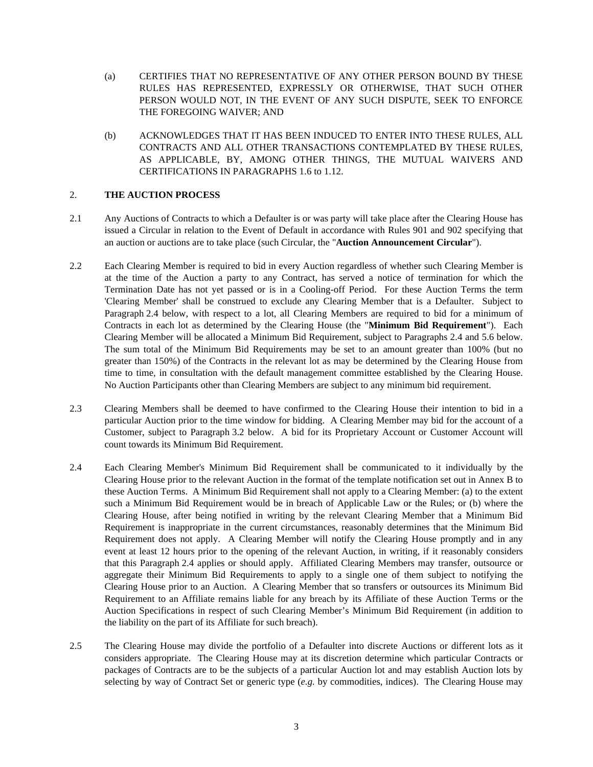(a) CERTIFIES THAT NO REPRESENTATIVE OF ANY OTHER PERSON BOUND BY THESE RULES HAS REPRESENTED, EXPRESSLY OR OTHERWISE, THAT SUCH OTHER PERSON WOULD NOT, IN THE EVENT OF ANY SUCH DISPUTE, SEEK TO ENFORCE THE FOREGOING WAIVER; AND

(b) ACKNOWLEDGES THAT IT HAS BEEN INDUCED TO ENTER INTO THESE RULES, ALL CONTRACTS AND ALL OTHER TRANSACTIONS CONTEMPLATED BY THESE RULES, AS APPLICABLE, BY, AMONG OTHER THINGS, THE MUTUAL WAIVERS AND CERTIFICATIONS IN PARAGRAPHS 1.6 to 1.12.

## 2. THE AUCTION PROCESS

2.1 Any Auctions of Contracts to which a Defaulter is or was party will take place after the Clearing House has issued a Circular in relation to the Event of Default in accordance with Rules 901 and 902 specifying that an auction or auctions are to take place (such Circular, the "**Auction Announcement Circular**").

2.2 Each Clearing Member is required to bid in every Auction regardless of whether such Clearing Member is at the time of the Auction a party to any Contract, has served a notice of termination for which the Termination Date has not yet passed or is in a Cooling-off Period. For these Auction Terms the term 'Clearing Member' shall be construed to exclude any Clearing Member that is a Defaulter. Subject to Paragraph 2.4 below, with respect to a lot, all Clearing Members are required to bid for a minimum of Contracts in each lot as determined by the Clearing House (the "**Minimum Bid Requirement**"). Each Clearing Member will be allocated a Minimum Bid Requirement, subject to Paragraphs 2.4 and 5.6 below. The sum total of the Minimum Bid Requirements may be set to an amount greater than 100% (but no greater than 150%) of the Contracts in the relevant lot as may be determined by the Clearing House from time to time, in consultation with the default management committee established by the Clearing House. No Auction Participants other than Clearing Members are subject to any minimum bid requirement.

2.3 Clearing Members shall be deemed to have confirmed to the Clearing House their intention to bid in a particular Auction prior to the time window for bidding. A Clearing Member may bid for the account of a Customer, subject to Paragraph 3.2 below. A bid for its Proprietary Account or Customer Account will count towards its Minimum Bid Requirement.

2.4 Each Clearing Member's Minimum Bid Requirement shall be communicated to it individually by the Clearing House prior to the relevant Auction in the format of the template notification set out in Annex B to these Auction Terms. A Minimum Bid Requirement shall not apply to a Clearing Member: (a) to the extent such a Minimum Bid Requirement would be in breach of Applicable Law or the Rules; or (b) where the Clearing House, after being notified in writing by the relevant Clearing Member that a Minimum Bid Requirement is inappropriate in the current circumstances, reasonably determines that the Minimum Bid Requirement does not apply. A Clearing Member will notify the Clearing House promptly and in any event at least 12 hours prior to the opening of the relevant Auction, in writing, if it reasonably considers that this Paragraph 2.4 applies or should apply. Affiliated Clearing Members may transfer, outsource or aggregate their Minimum Bid Requirements to apply to a single one of them subject to notifying the Clearing House prior to an Auction. A Clearing Member that so transfers or outsources its Minimum Bid Requirement to an Affiliate remains liable for any breach by its Affiliate of these Auction Terms or the Auction Specifications in respect of such Clearing Member's Minimum Bid Requirement (in addition to the liability on the part of its Affiliate for such breach).

2.5 The Clearing House may divide the portfolio of a Defaulter into discrete Auctions or different lots as it considers appropriate. The Clearing House may at its discretion determine which particular Contracts or packages of Contracts are to be the subjects of a particular Auction lot and may establish Auction lots by selecting by way of Contract Set or generic type (*e.g.* by commodities, indices). The Clearing House may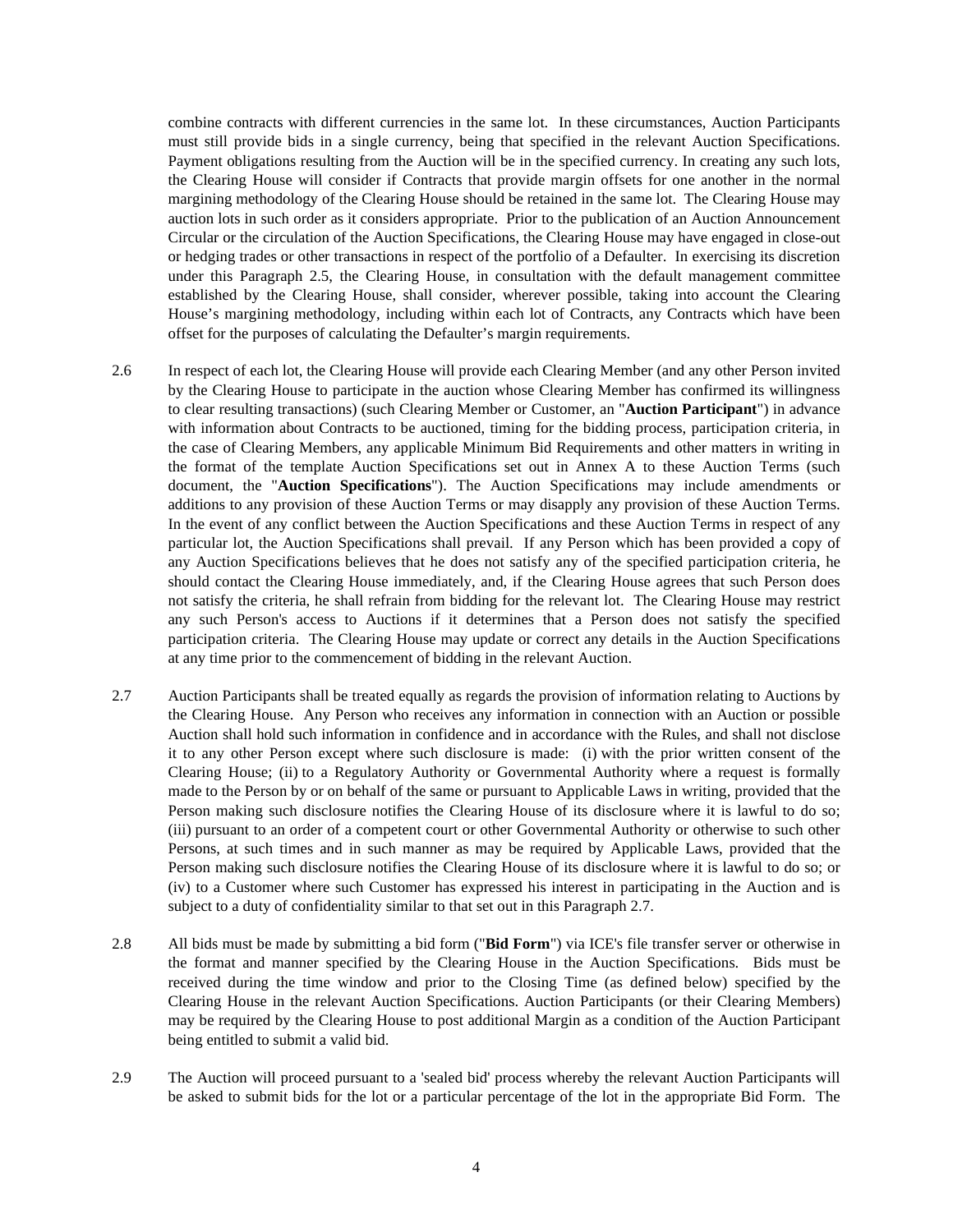combine contracts with different currencies in the same lot. In these circumstances, Auction Participants must still provide bids in a single currency, being that specified in the relevant Auction Specifications. Payment obligations resulting from the Auction will be in the specified currency. In creating any such lots, the Clearing House will consider if Contracts that provide margin offsets for one another in the normal margining methodology of the Clearing House should be retained in the same lot. The Clearing House may auction lots in such order as it considers appropriate. Prior to the publication of an Auction Announcement Circular or the circulation of the Auction Specifications, the Clearing House may have engaged in close-out or hedging trades or other transactions in respect of the portfolio of a Defaulter. In exercising its discretion under this Paragraph 2.5, the Clearing House, in consultation with the default management committee established by the Clearing House, shall consider, wherever possible, taking into account the Clearing House's margining methodology, including within each lot of Contracts, any Contracts which have been offset for the purposes of calculating the Defaulter's margin requirements.

2.6 In respect of each lot, the Clearing House will provide each Clearing Member (and any other Person invited by the Clearing House to participate in the auction whose Clearing Member has confirmed its willingness to clear resulting transactions) (such Clearing Member or Customer, an "**Auction Participant**") in advance with information about Contracts to be auctioned, timing for the bidding process, participation criteria, in the case of Clearing Members, any applicable Minimum Bid Requirements and other matters in writing in the format of the template Auction Specifications set out in Annex A to these Auction Terms (such document, the "**Auction Specifications**"). The Auction Specifications may include amendments or additions to any provision of these Auction Terms or may disapply any provision of these Auction Terms. In the event of any conflict between the Auction Specifications and these Auction Terms in respect of any particular lot, the Auction Specifications shall prevail. If any Person which has been provided a copy of any Auction Specifications believes that he does not satisfy any of the specified participation criteria, he should contact the Clearing House immediately, and, if the Clearing House agrees that such Person does not satisfy the criteria, he shall refrain from bidding for the relevant lot. The Clearing House may restrict any such Person's access to Auctions if it determines that a Person does not satisfy the specified participation criteria. The Clearing House may update or correct any details in the Auction Specifications at any time prior to the commencement of bidding in the relevant Auction.

2.7 Auction Participants shall be treated equally as regards the provision of information relating to Auctions by the Clearing House. Any Person who receives any information in connection with an Auction or possible Auction shall hold such information in confidence and in accordance with the Rules, and shall not disclose it to any other Person except where such disclosure is made: (i) with the prior written consent of the Clearing House; (ii) to a Regulatory Authority or Governmental Authority where a request is formally made to the Person by or on behalf of the same or pursuant to Applicable Laws in writing, provided that the Person making such disclosure notifies the Clearing House of its disclosure where it is lawful to do so; (iii) pursuant to an order of a competent court or other Governmental Authority or otherwise to such other Persons, at such times and in such manner as may be required by Applicable Laws, provided that the Person making such disclosure notifies the Clearing House of its disclosure where it is lawful to do so; or (iv) to a Customer where such Customer has expressed his interest in participating in the Auction and is subject to a duty of confidentiality similar to that set out in this Paragraph 2.7.

2.8 All bids must be made by submitting a bid form ("**Bid Form**") via ICE's file transfer server or otherwise in the format and manner specified by the Clearing House in the Auction Specifications. Bids must be received during the time window and prior to the Closing Time (as defined below) specified by the Clearing House in the relevant Auction Specifications. Auction Participants (or their Clearing Members) may be required by the Clearing House to post additional Margin as a condition of the Auction Participant being entitled to submit a valid bid.

2.9 The Auction will proceed pursuant to a 'sealed bid' process whereby the relevant Auction Participants will be asked to submit bids for the lot or a particular percentage of the lot in the appropriate Bid Form. The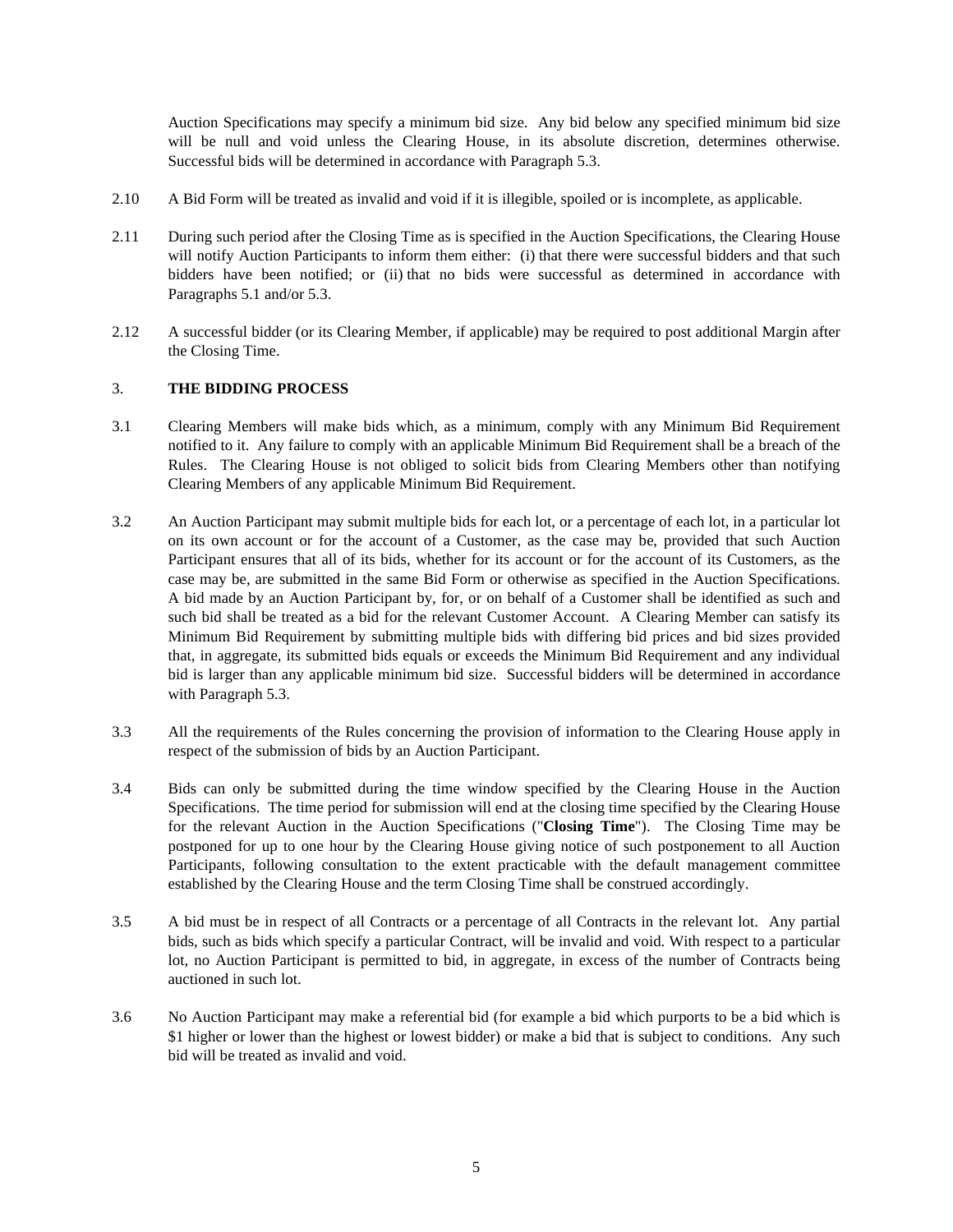Auction Specifications may specify a minimum bid size. Any bid below any specified minimum bid size will be null and void unless the Clearing House, in its absolute discretion, determines otherwise. Successful bids will be determined in accordance with Paragraph 5.3.

2.10 A Bid Form will be treated as invalid and void if it is illegible, spoiled or is incomplete, as applicable.

2.11 During such period after the Closing Time as is specified in the Auction Specifications, the Clearing House will notify Auction Participants to inform them either: (i) that there were successful bidders and that such bidders have been notified; or (ii) that no bids were successful as determined in accordance with Paragraphs 5.1 and/or 5.3.

2.12 A successful bidder (or its Clearing Member, if applicable) may be required to post additional Margin after the Closing Time.

## 3. THE BIDDING PROCESS

3.1 Clearing Members will make bids which, as a minimum, comply with any Minimum Bid Requirement notified to it. Any failure to comply with an applicable Minimum Bid Requirement shall be a breach of the Rules. The Clearing House is not obliged to solicit bids from Clearing Members other than notifying Clearing Members of any applicable Minimum Bid Requirement.

3.2 An Auction Participant may submit multiple bids for each lot, or a percentage of each lot, in a particular lot on its own account or for the account of a Customer, as the case may be, provided that such Auction Participant ensures that all of its bids, whether for its account or for the account of its Customers, as the case may be, are submitted in the same Bid Form or otherwise as specified in the Auction Specifications. A bid made by an Auction Participant by, for, or on behalf of a Customer shall be identified as such and such bid shall be treated as a bid for the relevant Customer Account. A Clearing Member can satisfy its Minimum Bid Requirement by submitting multiple bids with differing bid prices and bid sizes provided that, in aggregate, its submitted bids equals or exceeds the Minimum Bid Requirement and any individual bid is larger than any applicable minimum bid size. Successful bidders will be determined in accordance with Paragraph 5.3.

3.3 All the requirements of the Rules concerning the provision of information to the Clearing House apply in respect of the submission of bids by an Auction Participant.

3.4 Bids can only be submitted during the time window specified by the Clearing House in the Auction Specifications. The time period for submission will end at the closing time specified by the Clearing House for the relevant Auction in the Auction Specifications ("**Closing Time**"). The Closing Time may be postponed for up to one hour by the Clearing House giving notice of such postponement to all Auction Participants, following consultation to the extent practicable with the default management committee established by the Clearing House and the term Closing Time shall be construed accordingly.

3.5 A bid must be in respect of all Contracts or a percentage of all Contracts in the relevant lot. Any partial bids, such as bids which specify a particular Contract, will be invalid and void. With respect to a particular lot, no Auction Participant is permitted to bid, in aggregate, in excess of the number of Contracts being auctioned in such lot.

3.6 No Auction Participant may make a referential bid (for example a bid which purports to be a bid which is $1 higher or lower than the highest or lowest bidder) or make a bid that is subject to conditions. Any such bid will be treated as invalid and void.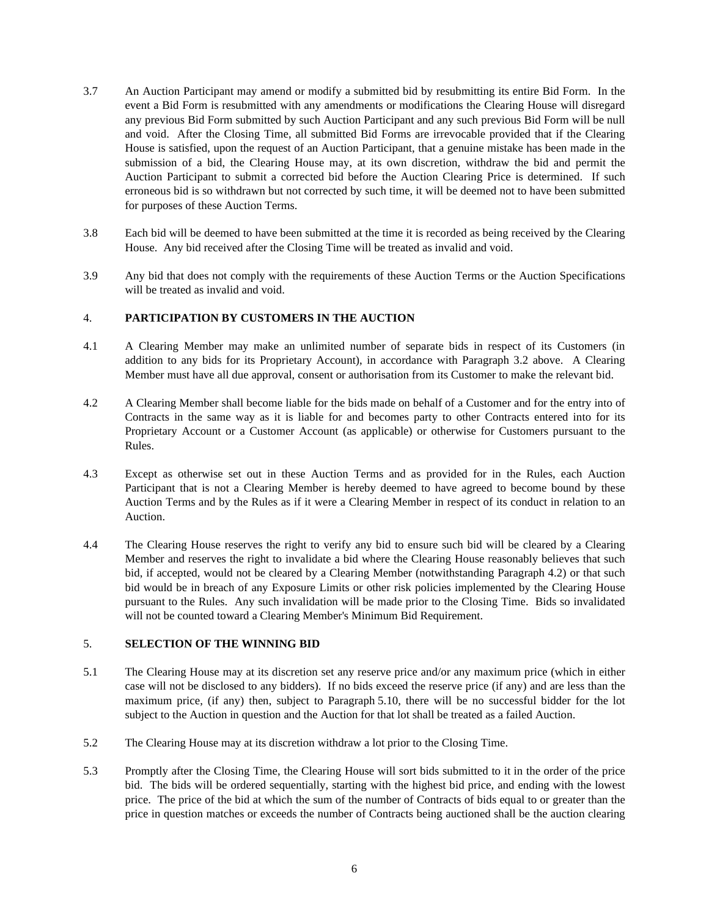3.7 An Auction Participant may amend or modify a submitted bid by resubmitting its entire Bid Form. In the event a Bid Form is resubmitted with any amendments or modifications the Clearing House will disregard any previous Bid Form submitted by such Auction Participant and any such previous Bid Form will be null and void. After the Closing Time, all submitted Bid Forms are irrevocable provided that if the Clearing House is satisfied, upon the request of an Auction Participant, that a genuine mistake has been made in the submission of a bid, the Clearing House may, at its own discretion, withdraw the bid and permit the Auction Participant to submit a corrected bid before the Auction Clearing Price is determined. If such erroneous bid is so withdrawn but not corrected by such time, it will be deemed not to have been submitted for purposes of these Auction Terms.

3.8 Each bid will be deemed to have been submitted at the time it is recorded as being received by the Clearing House. Any bid received after the Closing Time will be treated as invalid and void.

3.9 Any bid that does not comply with the requirements of these Auction Terms or the Auction Specifications will be treated as invalid and void.

## 4. PARTICIPATION BY CUSTOMERS IN THE AUCTION

4.1 A Clearing Member may make an unlimited number of separate bids in respect of its Customers (in addition to any bids for its Proprietary Account), in accordance with Paragraph 3.2 above. A Clearing Member must have all due approval, consent or authorisation from its Customer to make the relevant bid.

4.2 A Clearing Member shall become liable for the bids made on behalf of a Customer and for the entry into of Contracts in the same way as it is liable for and becomes party to other Contracts entered into for its Proprietary Account or a Customer Account (as applicable) or otherwise for Customers pursuant to the Rules.

4.3 Except as otherwise set out in these Auction Terms and as provided for in the Rules, each Auction Participant that is not a Clearing Member is hereby deemed to have agreed to become bound by these Auction Terms and by the Rules as if it were a Clearing Member in respect of its conduct in relation to an Auction.

4.4 The Clearing House reserves the right to verify any bid to ensure such bid will be cleared by a Clearing Member and reserves the right to invalidate a bid where the Clearing House reasonably believes that such bid, if accepted, would not be cleared by a Clearing Member (notwithstanding Paragraph 4.2) or that such bid would be in breach of any Exposure Limits or other risk policies implemented by the Clearing House pursuant to the Rules. Any such invalidation will be made prior to the Closing Time. Bids so invalidated will not be counted toward a Clearing Member's Minimum Bid Requirement.

## 5. SELECTION OF THE WINNING BID

5.1 The Clearing House may at its discretion set any reserve price and/or any maximum price (which in either case will not be disclosed to any bidders). If no bids exceed the reserve price (if any) and are less than the maximum price, (if any) then, subject to Paragraph 5.10, there will be no successful bidder for the lot subject to the Auction in question and the Auction for that lot shall be treated as a failed Auction.

5.2 The Clearing House may at its discretion withdraw a lot prior to the Closing Time.

5.3 Promptly after the Closing Time, the Clearing House will sort bids submitted to it in the order of the price bid. The bids will be ordered sequentially, starting with the highest bid price, and ending with the lowest price. The price of the bid at which the sum of the number of Contracts of bids equal to or greater than the price in question matches or exceeds the number of Contracts being auctioned shall be the auction clearing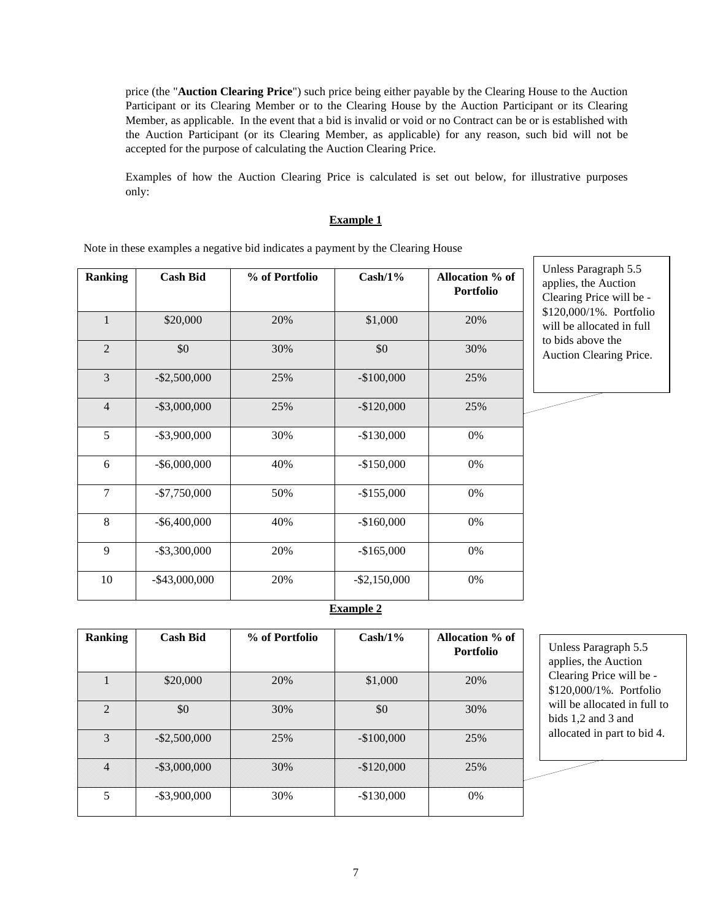price (the "**Auction Clearing Price**") such price being either payable by the Clearing House to the Auction Participant or its Clearing Member or to the Clearing House by the Auction Participant or its Clearing Member, as applicable. In the event that a bid is invalid or void or no Contract can be or is established with the Auction Participant (or its Clearing Member, as applicable) for any reason, such bid will not be accepted for the purpose of calculating the Auction Clearing Price.

Examples of how the Auction Clearing Price is calculated is set out below, for illustrative purposes only:

**Example 1**

Note in these examples a negative bid indicates a payment by the Clearing House

| Ranking | Cash Bid | % of Portfolio | Cash/1% | Allocation % of Portfolio |
|---|---|---|---|---|
| 1 | $20,000 | 20% | $1,000 | 20% |
| 2 | $0 | 30% | $0 | 30% |
| 3 | -$2,500,000 | 25% | -$100,000 | 25% |
| 4 | -$3,000,000 | 25% | -$120,000 | 25% |
| 5 | -$3,900,000 | 30% | -$130,000 | 0% |
| 6 | -$6,000,000 | 40% | -$150,000 | 0% |
| 7 | -$7,750,000 | 50% | -$155,000 | 0% |
| 8 | -$6,400,000 | 40% | -$160,000 | 0% |
| 9 | -$3,300,000 | 20% | -$165,000 | 0% |
| 10 | -$43,000,000 | 20% | -$2,150,000 | 0% |

Unless Paragraph 5.5 applies, the Auction Clearing Price will be -$120,000/1%. Portfolio will be allocated in full to bids above the Auction Clearing Price.

**Example 2**

| Ranking | Cash Bid | % of Portfolio | Cash/1% | Allocation % of Portfolio |
|---|---|---|---|---|
| 1 | $20,000 | 20% | $1,000 | 20% |
| 2 | $0 | 30% | $0 | 30% |
| 3 | -$2,500,000 | 25% | -$100,000 | 25% |
| 4 | -$3,000,000 | 30% | -$120,000 | 25% |
| 5 | -$3,900,000 | 30% | -$130,000 | 0% |

Unless Paragraph 5.5 applies, the Auction Clearing Price will be -$120,000/1%. Portfolio will be allocated in full to bids 1,2 and 3 and allocated in part to bid 4.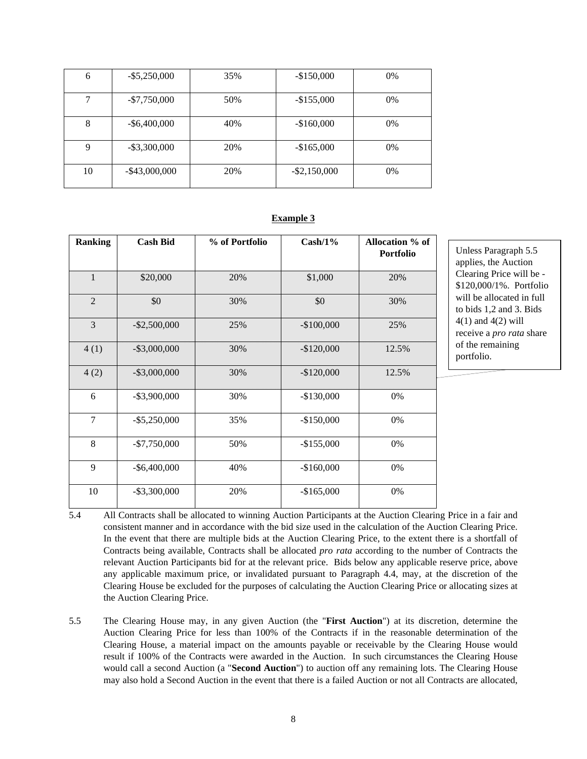| 6 | -$5,250,000 | 35% | -$150,000 | 0% |
|---|---|---|---|---|
| 7 | -$7,750,000 | 50% | -$155,000 | 0% |
| 8 | -$6,400,000 | 40% | -$160,000 | 0% |
| 9 | -$3,300,000 | 20% | -$165,000 | 0% |
| 10 | -$43,000,000 | 20% | -$2,150,000 | 0% |

**Example 3**

| Ranking | Cash Bid | % of Portfolio | Cash/1% | Allocation % of Portfolio |
|---|---|---|---|---|
| 1 | $20,000 | 20% | $1,000 | 20% |
| 2 | $0 | 30% | $0 | 30% |
| 3 | -$2,500,000 | 25% | -$100,000 | 25% |
| 4 (1) | -$3,000,000 | 30% | -$120,000 | 12.5% |
| 4 (2) | -$3,000,000 | 30% | -$120,000 | 12.5% |
| 6 | -$3,900,000 | 30% | -$130,000 | 0% |
| 7 | -$5,250,000 | 35% | -$150,000 | 0% |
| 8 | -$7,750,000 | 50% | -$155,000 | 0% |
| 9 | -$6,400,000 | 40% | -$160,000 | 0% |
| 10 | -$3,300,000 | 20% | -$165,000 | 0% |

Unless Paragraph 5.5 applies, the Auction Clearing Price will be -$120,000/1%. Portfolio will be allocated in full to bids 1,2 and 3. Bids 4(1) and 4(2) will receive a *pro rata* share of the remaining portfolio.

5.4 All Contracts shall be allocated to winning Auction Participants at the Auction Clearing Price in a fair and consistent manner and in accordance with the bid size used in the calculation of the Auction Clearing Price. In the event that there are multiple bids at the Auction Clearing Price, to the extent there is a shortfall of Contracts being available, Contracts shall be allocated *pro rata* according to the number of Contracts the relevant Auction Participants bid for at the relevant price. Bids below any applicable reserve price, above any applicable maximum price, or invalidated pursuant to Paragraph 4.4, may, at the discretion of the Clearing House be excluded for the purposes of calculating the Auction Clearing Price or allocating sizes at the Auction Clearing Price.

5.5 The Clearing House may, in any given Auction (the "**First Auction**") at its discretion, determine the Auction Clearing Price for less than 100% of the Contracts if in the reasonable determination of the Clearing House, a material impact on the amounts payable or receivable by the Clearing House would result if 100% of the Contracts were awarded in the Auction. In such circumstances the Clearing House would call a second Auction (a "**Second Auction**") to auction off any remaining lots. The Clearing House may also hold a Second Auction in the event that there is a failed Auction or not all Contracts are allocated,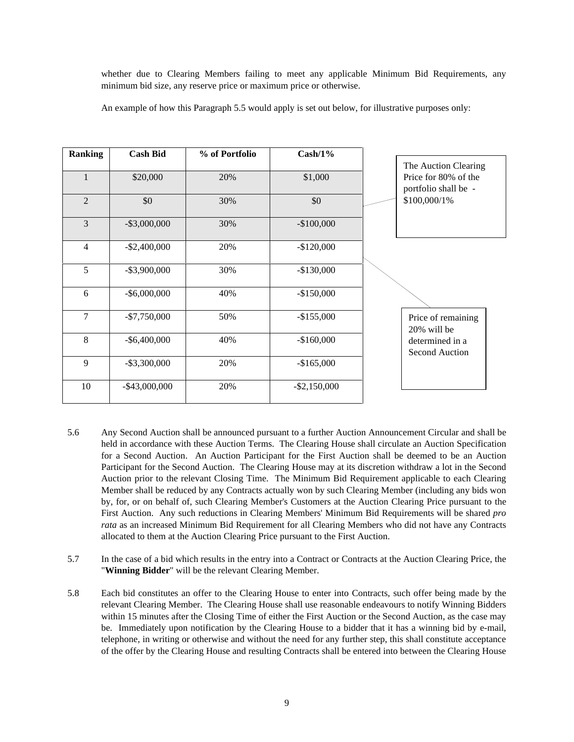whether due to Clearing Members failing to meet any applicable Minimum Bid Requirements, any minimum bid size, any reserve price or maximum price or otherwise.

An example of how this Paragraph 5.5 would apply is set out below, for illustrative purposes only:

| Ranking | Cash Bid | % of Portfolio | Cash/1% |
|---|---|---|---|
| 1 | $20,000 | 20% | $1,000 |
| 2 | $0 | 30% | $0 |
| 3 | -$3,000,000 | 30% | -$100,000 |
| 4 | -$2,400,000 | 20% | -$120,000 |
| 5 | -$3,900,000 | 30% | -$130,000 |
| 6 | -$6,000,000 | 40% | -$150,000 |
| 7 | -$7,750,000 | 50% | -$155,000 |
| 8 | -$6,400,000 | 40% | -$160,000 |
| 9 | -$3,300,000 | 20% | -$165,000 |
| 10 | -$43,000,000 | 20% | -$2,150,000 |

The Auction Clearing Price for 80% of the portfolio shall be - $100,000/1%

Price of remaining 20% will be determined in a Second Auction

5.6 Any Second Auction shall be announced pursuant to a further Auction Announcement Circular and shall be held in accordance with these Auction Terms. The Clearing House shall circulate an Auction Specification for a Second Auction. An Auction Participant for the First Auction shall be deemed to be an Auction Participant for the Second Auction. The Clearing House may at its discretion withdraw a lot in the Second Auction prior to the relevant Closing Time. The Minimum Bid Requirement applicable to each Clearing Member shall be reduced by any Contracts actually won by such Clearing Member (including any bids won by, for, or on behalf of, such Clearing Member's Customers at the Auction Clearing Price pursuant to the First Auction. Any such reductions in Clearing Members' Minimum Bid Requirements will be shared *pro rata* as an increased Minimum Bid Requirement for all Clearing Members who did not have any Contracts allocated to them at the Auction Clearing Price pursuant to the First Auction.

5.7 In the case of a bid which results in the entry into a Contract or Contracts at the Auction Clearing Price, the "**Winning Bidder**" will be the relevant Clearing Member.

5.8 Each bid constitutes an offer to the Clearing House to enter into Contracts, such offer being made by the relevant Clearing Member. The Clearing House shall use reasonable endeavours to notify Winning Bidders within 15 minutes after the Closing Time of either the First Auction or the Second Auction, as the case may be. Immediately upon notification by the Clearing House to a bidder that it has a winning bid by e-mail, telephone, in writing or otherwise and without the need for any further step, this shall constitute acceptance of the offer by the Clearing House and resulting Contracts shall be entered into between the Clearing House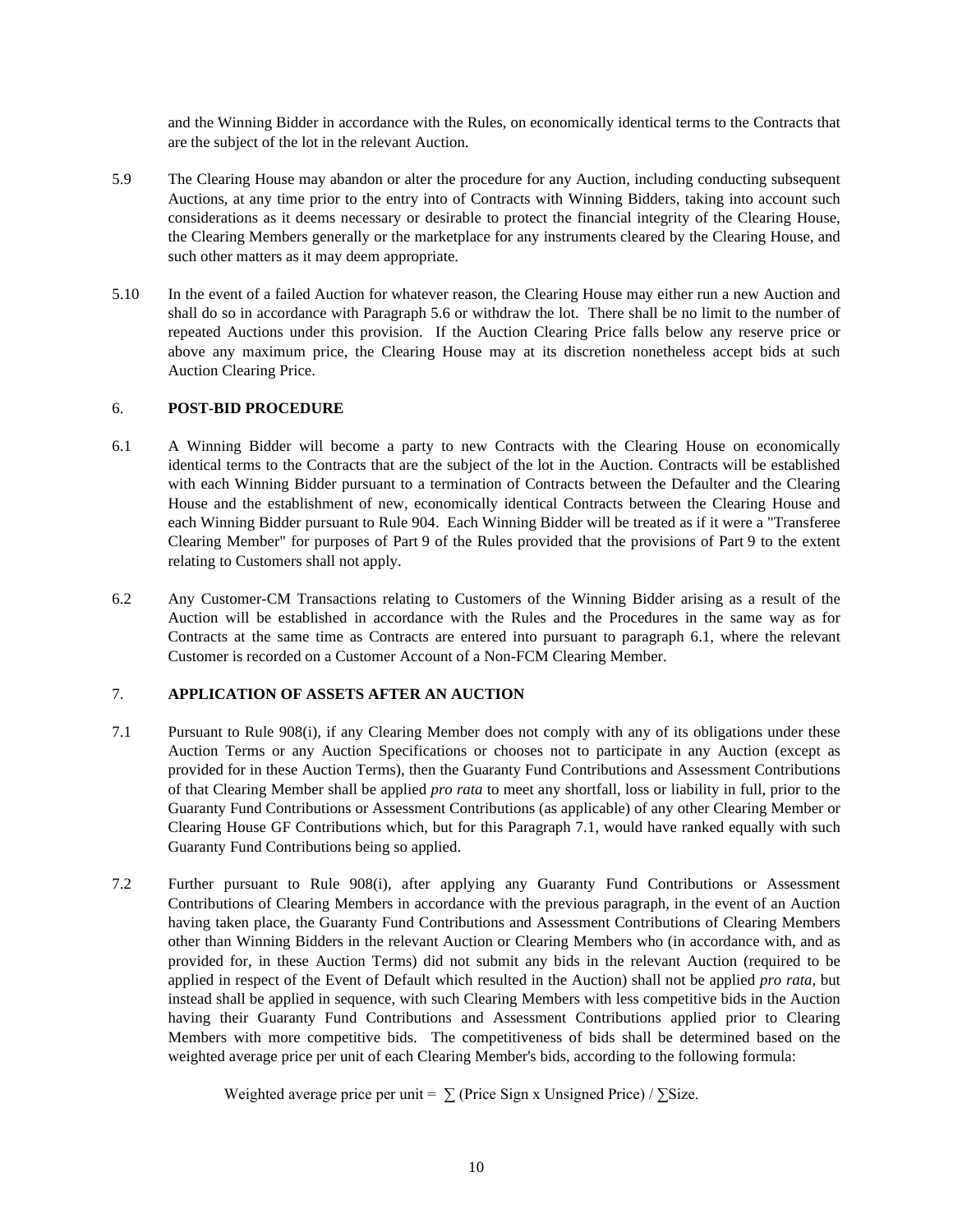and the Winning Bidder in accordance with the Rules, on economically identical terms to the Contracts that are the subject of the lot in the relevant Auction.

5.9 The Clearing House may abandon or alter the procedure for any Auction, including conducting subsequent Auctions, at any time prior to the entry into of Contracts with Winning Bidders, taking into account such considerations as it deems necessary or desirable to protect the financial integrity of the Clearing House, the Clearing Members generally or the marketplace for any instruments cleared by the Clearing House, and such other matters as it may deem appropriate.

5.10 In the event of a failed Auction for whatever reason, the Clearing House may either run a new Auction and shall do so in accordance with Paragraph 5.6 or withdraw the lot. There shall be no limit to the number of repeated Auctions under this provision. If the Auction Clearing Price falls below any reserve price or above any maximum price, the Clearing House may at its discretion nonetheless accept bids at such Auction Clearing Price.

## 6. POST-BID PROCEDURE

6.1 A Winning Bidder will become a party to new Contracts with the Clearing House on economically identical terms to the Contracts that are the subject of the lot in the Auction. Contracts will be established with each Winning Bidder pursuant to a termination of Contracts between the Defaulter and the Clearing House and the establishment of new, economically identical Contracts between the Clearing House and each Winning Bidder pursuant to Rule 904. Each Winning Bidder will be treated as if it were a "Transferee Clearing Member" for purposes of Part 9 of the Rules provided that the provisions of Part 9 to the extent relating to Customers shall not apply.

6.2 Any Customer-CM Transactions relating to Customers of the Winning Bidder arising as a result of the Auction will be established in accordance with the Rules and the Procedures in the same way as for Contracts at the same time as Contracts are entered into pursuant to paragraph 6.1, where the relevant Customer is recorded on a Customer Account of a Non-FCM Clearing Member.

## 7. APPLICATION OF ASSETS AFTER AN AUCTION

7.1 Pursuant to Rule 908(i), if any Clearing Member does not comply with any of its obligations under these Auction Terms or any Auction Specifications or chooses not to participate in any Auction (except as provided for in these Auction Terms), then the Guaranty Fund Contributions and Assessment Contributions of that Clearing Member shall be applied *pro rata* to meet any shortfall, loss or liability in full, prior to the Guaranty Fund Contributions or Assessment Contributions (as applicable) of any other Clearing Member or Clearing House GF Contributions which, but for this Paragraph 7.1, would have ranked equally with such Guaranty Fund Contributions being so applied.

7.2 Further pursuant to Rule 908(i), after applying any Guaranty Fund Contributions or Assessment Contributions of Clearing Members in accordance with the previous paragraph, in the event of an Auction having taken place, the Guaranty Fund Contributions and Assessment Contributions of Clearing Members other than Winning Bidders in the relevant Auction or Clearing Members who (in accordance with, and as provided for, in these Auction Terms) did not submit any bids in the relevant Auction (required to be applied in respect of the Event of Default which resulted in the Auction) shall not be applied *pro rata*, but instead shall be applied in sequence, with such Clearing Members with less competitive bids in the Auction having their Guaranty Fund Contributions and Assessment Contributions applied prior to Clearing Members with more competitive bids. The competitiveness of bids shall be determined based on the weighted average price per unit of each Clearing Member's bids, according to the following formula:

$$\text{Weighted average price per unit} = \sum (\text{Price Sign} \times \text{Unsigned Price}) / \sum \text{Size}.$$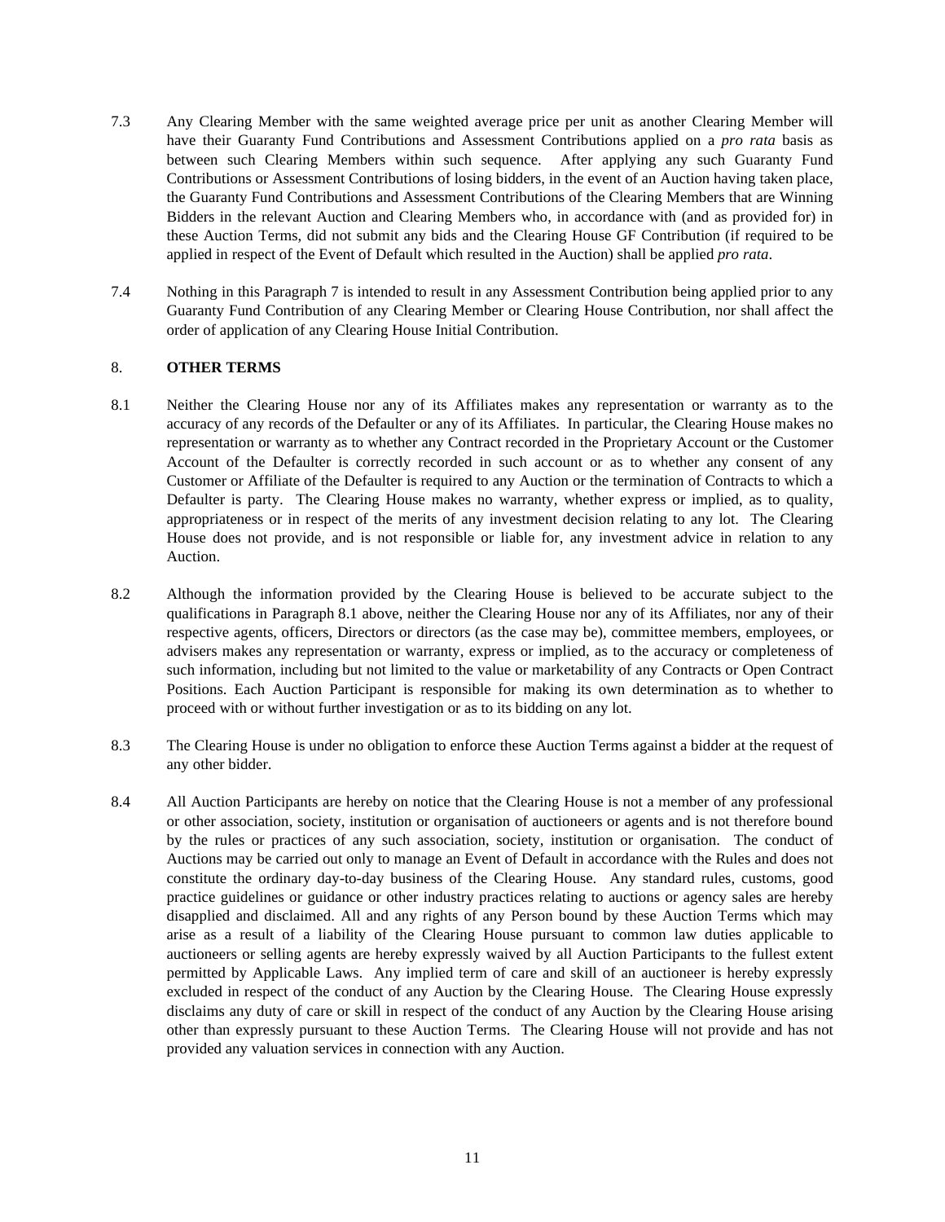7.3 Any Clearing Member with the same weighted average price per unit as another Clearing Member will have their Guaranty Fund Contributions and Assessment Contributions applied on a *pro rata* basis as between such Clearing Members within such sequence. After applying any such Guaranty Fund Contributions or Assessment Contributions of losing bidders, in the event of an Auction having taken place, the Guaranty Fund Contributions and Assessment Contributions of the Clearing Members that are Winning Bidders in the relevant Auction and Clearing Members who, in accordance with (and as provided for) in these Auction Terms, did not submit any bids and the Clearing House GF Contribution (if required to be applied in respect of the Event of Default which resulted in the Auction) shall be applied *pro rata*.

7.4 Nothing in this Paragraph 7 is intended to result in any Assessment Contribution being applied prior to any Guaranty Fund Contribution of any Clearing Member or Clearing House Contribution, nor shall affect the order of application of any Clearing House Initial Contribution.

## 8. OTHER TERMS

8.1 Neither the Clearing House nor any of its Affiliates makes any representation or warranty as to the accuracy of any records of the Defaulter or any of its Affiliates. In particular, the Clearing House makes no representation or warranty as to whether any Contract recorded in the Proprietary Account or the Customer Account of the Defaulter is correctly recorded in such account or as to whether any consent of any Customer or Affiliate of the Defaulter is required to any Auction or the termination of Contracts to which a Defaulter is party. The Clearing House makes no warranty, whether express or implied, as to quality, appropriateness or in respect of the merits of any investment decision relating to any lot. The Clearing House does not provide, and is not responsible or liable for, any investment advice in relation to any Auction.

8.2 Although the information provided by the Clearing House is believed to be accurate subject to the qualifications in Paragraph 8.1 above, neither the Clearing House nor any of its Affiliates, nor any of their respective agents, officers, Directors or directors (as the case may be), committee members, employees, or advisers makes any representation or warranty, express or implied, as to the accuracy or completeness of such information, including but not limited to the value or marketability of any Contracts or Open Contract Positions. Each Auction Participant is responsible for making its own determination as to whether to proceed with or without further investigation or as to its bidding on any lot.

8.3 The Clearing House is under no obligation to enforce these Auction Terms against a bidder at the request of any other bidder.

8.4 All Auction Participants are hereby on notice that the Clearing House is not a member of any professional or other association, society, institution or organisation of auctioneers or agents and is not therefore bound by the rules or practices of any such association, society, institution or organisation. The conduct of Auctions may be carried out only to manage an Event of Default in accordance with the Rules and does not constitute the ordinary day-to-day business of the Clearing House. Any standard rules, customs, good practice guidelines or guidance or other industry practices relating to auctions or agency sales are hereby disapplied and disclaimed. All and any rights of any Person bound by these Auction Terms which may arise as a result of a liability of the Clearing House pursuant to common law duties applicable to auctioneers or selling agents are hereby expressly waived by all Auction Participants to the fullest extent permitted by Applicable Laws. Any implied term of care and skill of an auctioneer is hereby expressly excluded in respect of the conduct of any Auction by the Clearing House. The Clearing House expressly disclaims any duty of care or skill in respect of the conduct of any Auction by the Clearing House arising other than expressly pursuant to these Auction Terms. The Clearing House will not provide and has not provided any valuation services in connection with any Auction.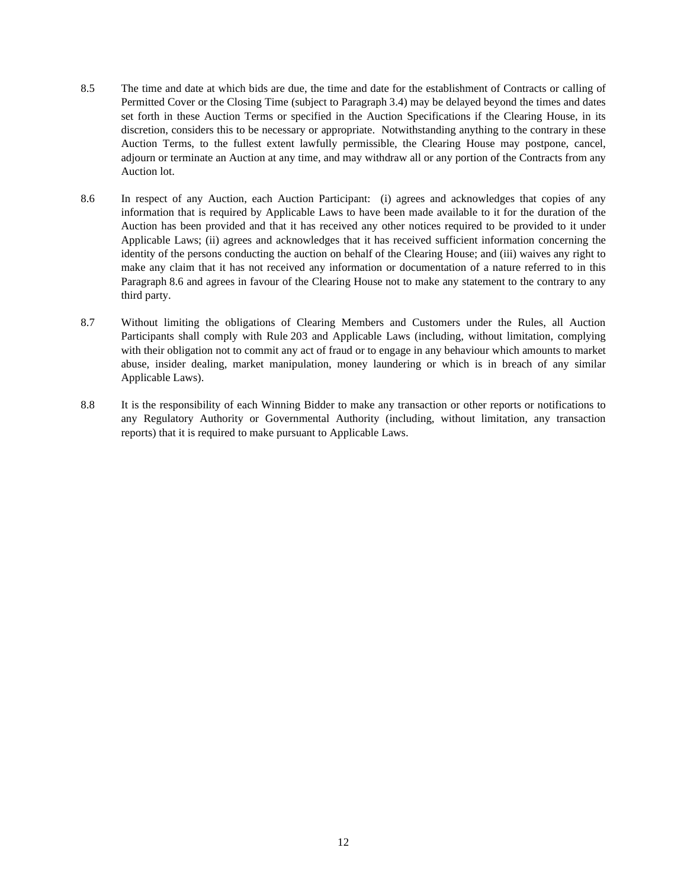8.5 The time and date at which bids are due, the time and date for the establishment of Contracts or calling of Permitted Cover or the Closing Time (subject to Paragraph 3.4) may be delayed beyond the times and dates set forth in these Auction Terms or specified in the Auction Specifications if the Clearing House, in its discretion, considers this to be necessary or appropriate. Notwithstanding anything to the contrary in these Auction Terms, to the fullest extent lawfully permissible, the Clearing House may postpone, cancel, adjourn or terminate an Auction at any time, and may withdraw all or any portion of the Contracts from any Auction lot.

8.6 In respect of any Auction, each Auction Participant: (i) agrees and acknowledges that copies of any information that is required by Applicable Laws to have been made available to it for the duration of the Auction has been provided and that it has received any other notices required to be provided to it under Applicable Laws; (ii) agrees and acknowledges that it has received sufficient information concerning the identity of the persons conducting the auction on behalf of the Clearing House; and (iii) waives any right to make any claim that it has not received any information or documentation of a nature referred to in this Paragraph 8.6 and agrees in favour of the Clearing House not to make any statement to the contrary to any third party.

8.7 Without limiting the obligations of Clearing Members and Customers under the Rules, all Auction Participants shall comply with Rule 203 and Applicable Laws (including, without limitation, complying with their obligation not to commit any act of fraud or to engage in any behaviour which amounts to market abuse, insider dealing, market manipulation, money laundering or which is in breach of any similar Applicable Laws).

8.8 It is the responsibility of each Winning Bidder to make any transaction or other reports or notifications to any Regulatory Authority or Governmental Authority (including, without limitation, any transaction reports) that it is required to make pursuant to Applicable Laws.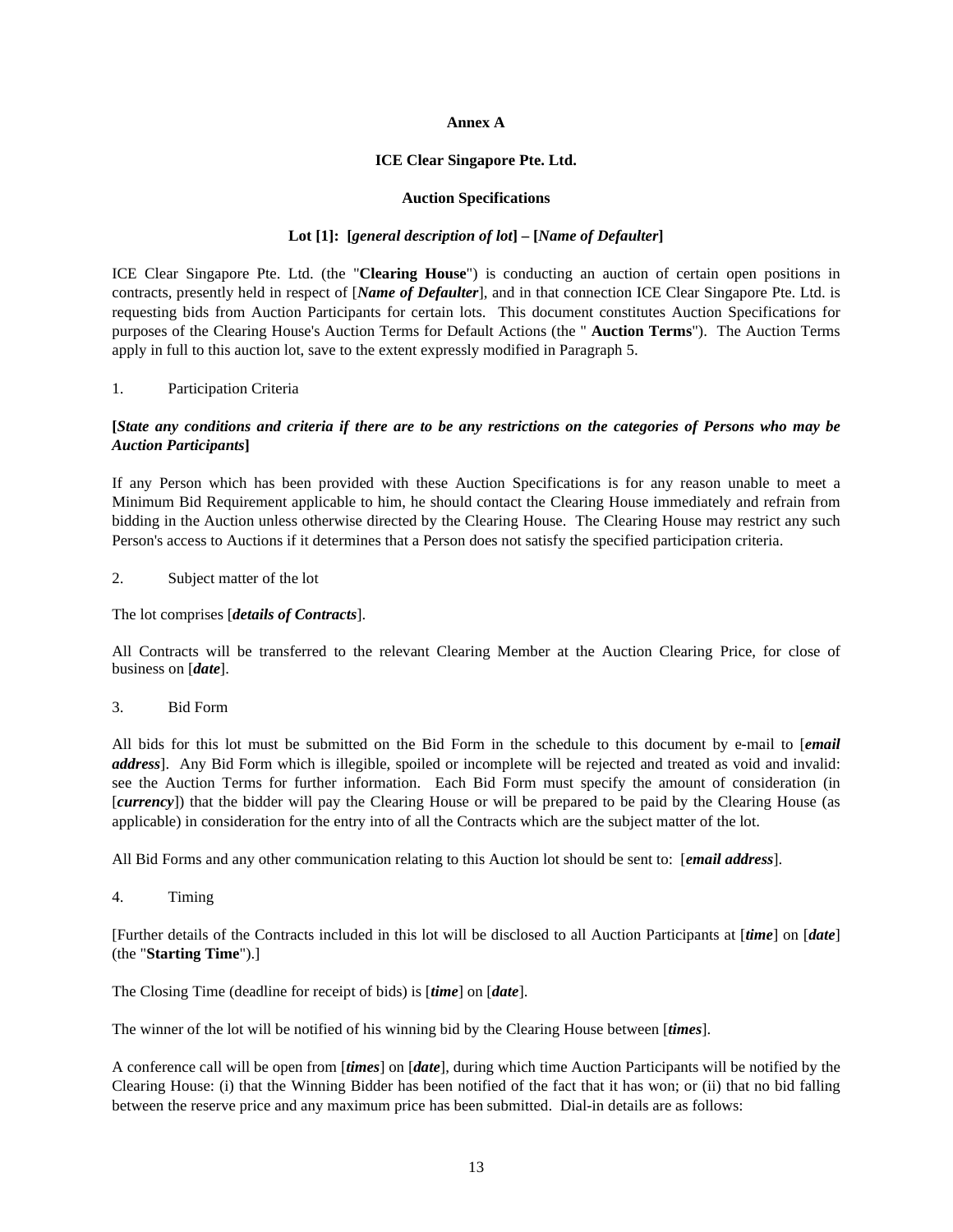**Annex A**

**ICE Clear Singapore Pte. Ltd.**

**Auction Specifications**

**Lot [1]: [*general description of lot*] – [*Name of Defaulter*]**

ICE Clear Singapore Pte. Ltd. (the "**Clearing House**") is conducting an auction of certain open positions in contracts, presently held in respect of [***Name of Defaulter***], and in that connection ICE Clear Singapore Pte. Ltd. is requesting bids from Auction Participants for certain lots. This document constitutes Auction Specifications for purposes of the Clearing House's Auction Terms for Default Actions (the " **Auction Terms**"). The Auction Terms apply in full to this auction lot, save to the extent expressly modified in Paragraph 5.

1. Participation Criteria

**[*State any conditions and criteria if there are to be any restrictions on the categories of Persons who may be Auction Participants*]**

If any Person which has been provided with these Auction Specifications is for any reason unable to meet a Minimum Bid Requirement applicable to him, he should contact the Clearing House immediately and refrain from bidding in the Auction unless otherwise directed by the Clearing House. The Clearing House may restrict any such Person's access to Auctions if it determines that a Person does not satisfy the specified participation criteria.

2. Subject matter of the lot

The lot comprises [***details of Contracts***].

All Contracts will be transferred to the relevant Clearing Member at the Auction Clearing Price, for close of business on [***date***].

3. Bid Form

All bids for this lot must be submitted on the Bid Form in the schedule to this document by e-mail to [***email address***]. Any Bid Form which is illegible, spoiled or incomplete will be rejected and treated as void and invalid: see the Auction Terms for further information. Each Bid Form must specify the amount of consideration (in [***currency***]) that the bidder will pay the Clearing House or will be prepared to be paid by the Clearing House (as applicable) in consideration for the entry into of all the Contracts which are the subject matter of the lot.

All Bid Forms and any other communication relating to this Auction lot should be sent to: [***email address***].

4. Timing

[Further details of the Contracts included in this lot will be disclosed to all Auction Participants at [***time***] on [***date***] (the "**Starting Time**").]

The Closing Time (deadline for receipt of bids) is [***time***] on [***date***].

The winner of the lot will be notified of his winning bid by the Clearing House between [***times***].

A conference call will be open from [***times***] on [***date***], during which time Auction Participants will be notified by the Clearing House: (i) that the Winning Bidder has been notified of the fact that it has won; or (ii) that no bid falling between the reserve price and any maximum price has been submitted. Dial-in details are as follows: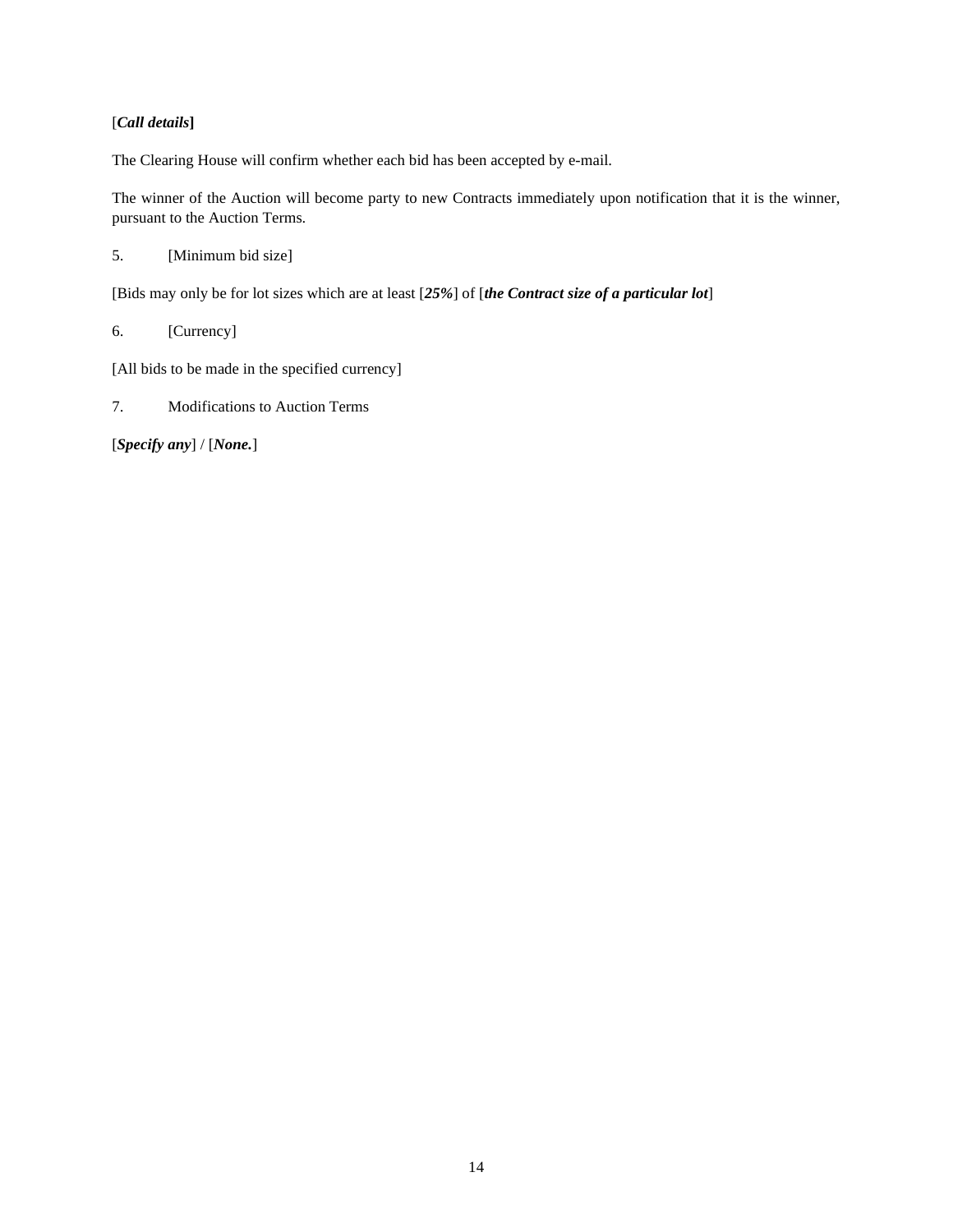[***Call details***]

The Clearing House will confirm whether each bid has been accepted by e-mail.

The winner of the Auction will become party to new Contracts immediately upon notification that it is the winner, pursuant to the Auction Terms.

5. [Minimum bid size]

[Bids may only be for lot sizes which are at least [***25%***] of [***the Contract size of a particular lot***]

6. [Currency]

[All bids to be made in the specified currency]

7. Modifications to Auction Terms

[***Specify any***] / [***None.***]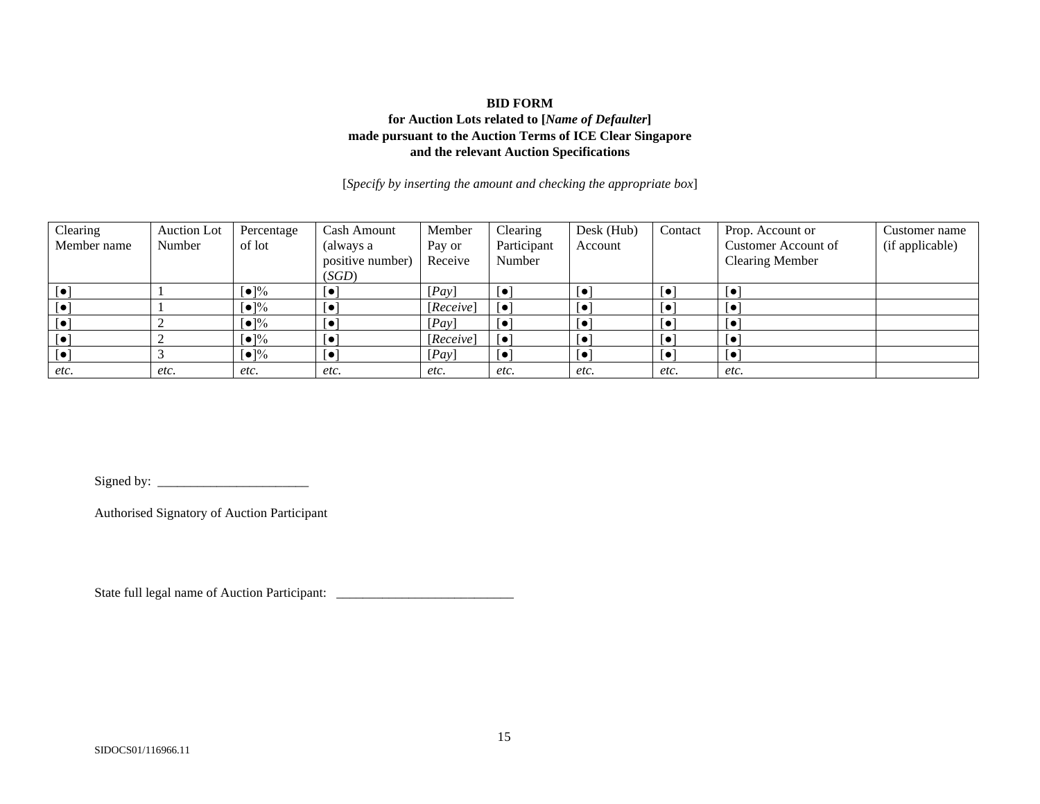**BID FORM**
**for Auction Lots related to [*Name of Defaulter*]**
**made pursuant to the Auction Terms of ICE Clear Singapore**
**and the relevant Auction Specifications**

[*Specify by inserting the amount and checking the appropriate box*]

| Clearing Member name | Auction Lot Number | Percentage of lot | Cash Amount (always a positive number) (*SGD*) | Member Pay or Receive | Clearing Participant Number | Desk (Hub) Account | Contact | Prop. Account or Customer Account of Clearing Member | Customer name (if applicable) |
|---|---|---|---|---|---|---|---|---|---|
| [●] | 1 | [●]% | [●] | [*Pay*] | [●] | [●] | [●] | [●] | |
| [●] | 1 | [●]% | [●] | [*Receive*] | [●] | [●] | [●] | [●] | |
| [●] | 2 | [●]% | [●] | [*Pay*] | [●] | [●] | [●] | [●] | |
| [●] | 2 | [●]% | [●] | [*Receive*] | [●] | [●] | [●] | [●] | |
| [●] | 3 | [●]% | [●] | [*Pay*] | [●] | [●] | [●] | [●] | |
| *etc.* | *etc.* | *etc.* | *etc.* | *etc.* | *etc.* | *etc.* | *etc.* | *etc.* | |

Signed by: _______________________

Authorised Signatory of Auction Participant

State full legal name of Auction Participant: ___________________________

SIDOCS01/116966.11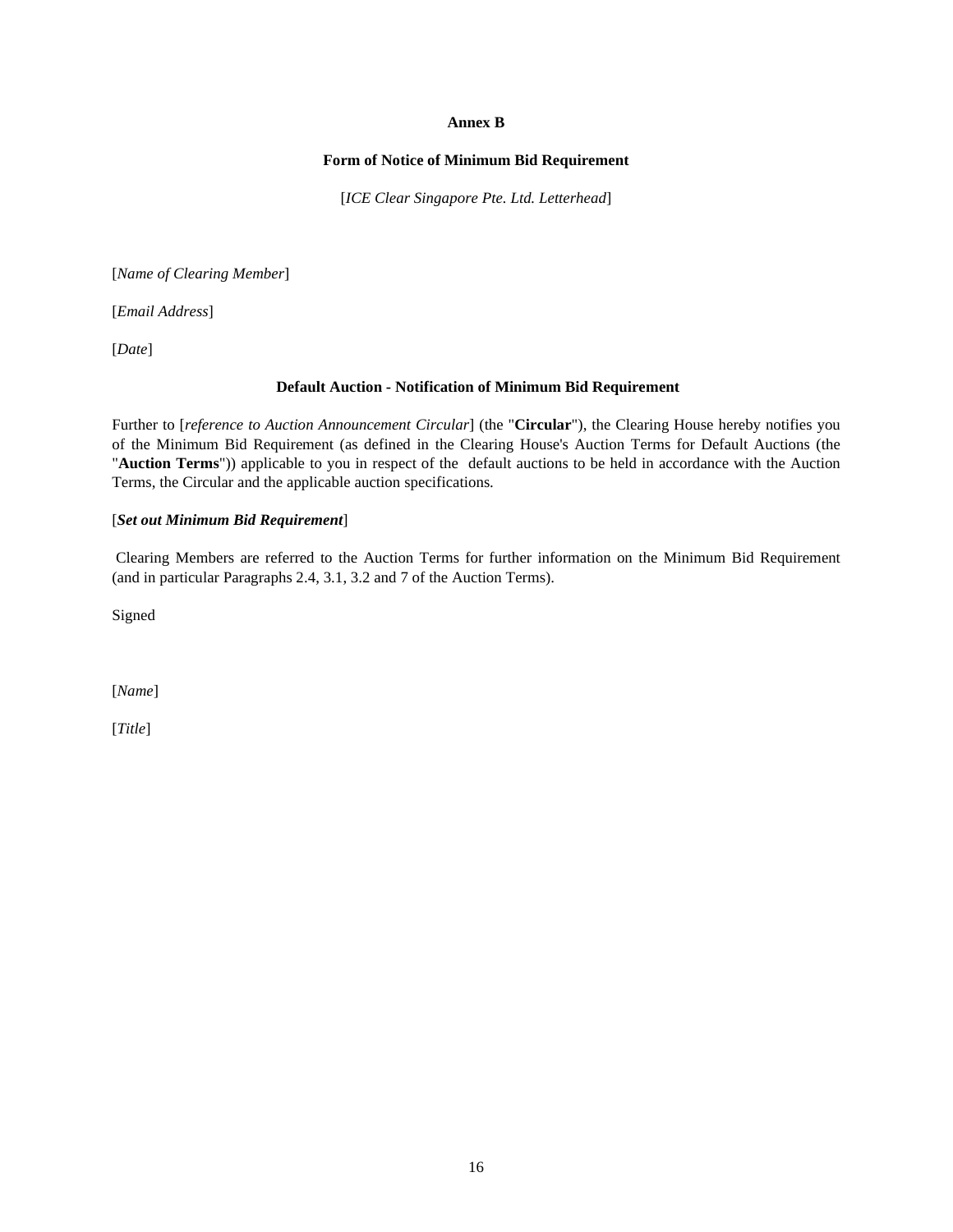**Annex B**

**Form of Notice of Minimum Bid Requirement**

[*ICE Clear Singapore Pte. Ltd. Letterhead*]

[*Name of Clearing Member*]

[*Email Address*]

[*Date*]

**Default Auction - Notification of Minimum Bid Requirement**

Further to [*reference to Auction Announcement Circular*] (the "**Circular**"), the Clearing House hereby notifies you of the Minimum Bid Requirement (as defined in the Clearing House's Auction Terms for Default Auctions (the "**Auction Terms**")) applicable to you in respect of the default auctions to be held in accordance with the Auction Terms, the Circular and the applicable auction specifications.

[***Set out Minimum Bid Requirement***]

Clearing Members are referred to the Auction Terms for further information on the Minimum Bid Requirement (and in particular Paragraphs 2.4, 3.1, 3.2 and 7 of the Auction Terms).

Signed

[*Name*]

[*Title*]